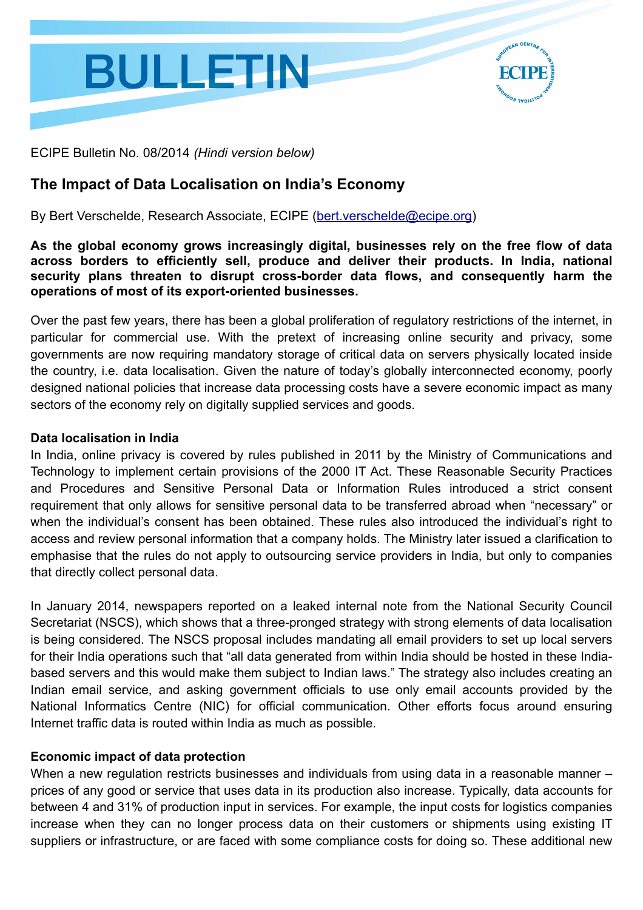# BULLETIN

ECIPE Bulletin No. 08/2014 *(Hindi version below)*

## The Impact of Data Localisation on India's Economy

By Bert Verschelde, Research Associate, ECIPE (bert.verschelde@ecipe.org)

**As the global economy grows increasingly digital, businesses rely on the free flow of data across borders to efficiently sell, produce and deliver their products. In India, national security plans threaten to disrupt cross-border data flows, and consequently harm the operations of most of its export-oriented businesses.**

Over the past few years, there has been a global proliferation of regulatory restrictions of the internet, in particular for commercial use. With the pretext of increasing online security and privacy, some governments are now requiring mandatory storage of critical data on servers physically located inside the country, i.e. data localisation. Given the nature of today's globally interconnected economy, poorly designed national policies that increase data processing costs have a severe economic impact as many sectors of the economy rely on digitally supplied services and goods.

### Data localisation in India

In India, online privacy is covered by rules published in 2011 by the Ministry of Communications and Technology to implement certain provisions of the 2000 IT Act. These Reasonable Security Practices and Procedures and Sensitive Personal Data or Information Rules introduced a strict consent requirement that only allows for sensitive personal data to be transferred abroad when "necessary" or when the individual's consent has been obtained. These rules also introduced the individual's right to access and review personal information that a company holds. The Ministry later issued a clarification to emphasise that the rules do not apply to outsourcing service providers in India, but only to companies that directly collect personal data.

In January 2014, newspapers reported on a leaked internal note from the National Security Council Secretariat (NSCS), which shows that a three-pronged strategy with strong elements of data localisation is being considered. The NSCS proposal includes mandating all email providers to set up local servers for their India operations such that "all data generated from within India should be hosted in these India-based servers and this would make them subject to Indian laws." The strategy also includes creating an Indian email service, and asking government officials to use only email accounts provided by the National Informatics Centre (NIC) for official communication. Other efforts focus around ensuring Internet traffic data is routed within India as much as possible.

### Economic impact of data protection

When a new regulation restricts businesses and individuals from using data in a reasonable manner – prices of any good or service that uses data in its production also increase. Typically, data accounts for between 4 and 31% of production input in services. For example, the input costs for logistics companies increase when they can no longer process data on their customers or shipments using existing IT suppliers or infrastructure, or are faced with some compliance costs for doing so. These additional new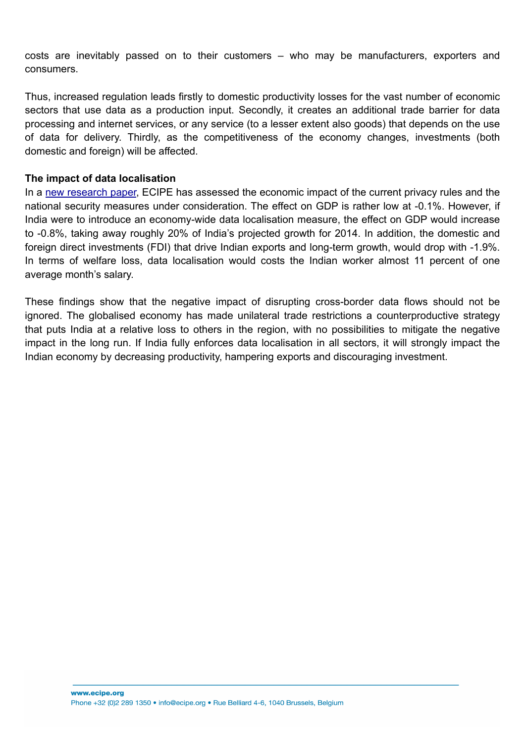costs are inevitably passed on to their customers – who may be manufacturers, exporters and consumers.

Thus, increased regulation leads firstly to domestic productivity losses for the vast number of economic sectors that use data as a production input. Secondly, it creates an additional trade barrier for data processing and internet services, or any service (to a lesser extent also goods) that depends on the use of data for delivery. Thirdly, as the competitiveness of the economy changes, investments (both domestic and foreign) will be affected.

**The impact of data localisation**

In a new research paper, ECIPE has assessed the economic impact of the current privacy rules and the national security measures under consideration. The effect on GDP is rather low at -0.1%. However, if India were to introduce an economy-wide data localisation measure, the effect on GDP would increase to -0.8%, taking away roughly 20% of India's projected growth for 2014. In addition, the domestic and foreign direct investments (FDI) that drive Indian exports and long-term growth, would drop with -1.9%. In terms of welfare loss, data localisation would costs the Indian worker almost 11 percent of one average month's salary.

These findings show that the negative impact of disrupting cross-border data flows should not be ignored. The globalised economy has made unilateral trade restrictions a counterproductive strategy that puts India at a relative loss to others in the region, with no possibilities to mitigate the negative impact in the long run. If India fully enforces data localisation in all sectors, it will strongly impact the Indian economy by decreasing productivity, hampering exports and discouraging investment.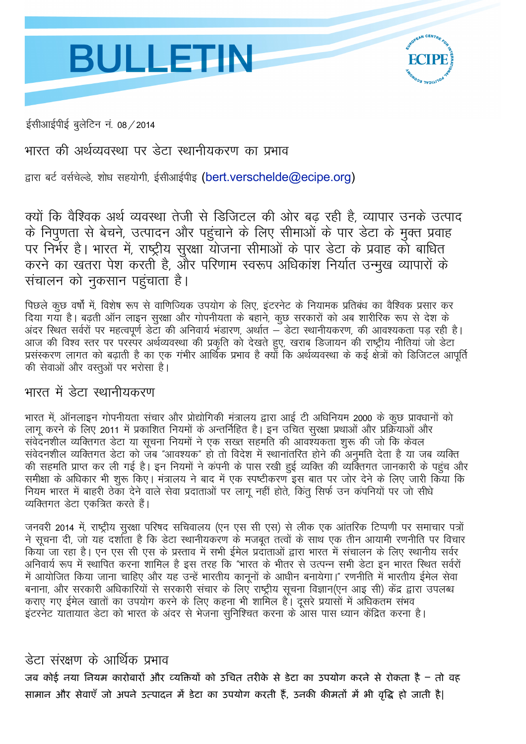# BULLETIN

ईसीआईपीई बुलेटिन नं. 08 / 2014

## भारत की अर्थव्यवस्था पर डेटा स्थानीयकरण का प्रभाव

द्वारा बर्ट वर्सचेल्डे, शोध सहयोगी, ईसीआईपीइ (bert.verschelde@ecipe.org)

क्यों कि वैश्विक अर्थ व्यवस्था तेजी से डिजिटल की ओर बढ़ रही है, व्यापार उनके उत्पाद के निपुणता से बेचने, उत्पादन और पहुंचाने के लिए सीमाओं के पार डेटा के मुक्त प्रवाह पर निर्भर है। भारत में, राष्ट्रीय सुरक्षा योजना सीमाओं के पार डेटा के प्रवाह को बाधित करने का खतरा पेश करती है, और परिणाम स्वरूप अधिकांश निर्यात उन्मुख व्यापारों के संचालन को नुकसान पहुंचाता है।

पिछले कुछ वर्षों में, विशेष रूप से वाणिज्यिक उपयोग के लिए, इंटरनेट के नियामक प्रतिबंध का वैश्विक प्रसार कर दिया गया है। बढ़ती ऑन लाइन सुरक्षा और गोपनीयता के बहाने, कुछ सरकारों को अब शारीरिक रूप से देश के अंदर स्थित सर्वरों पर महत्वपूर्ण डेटा की अनिवार्य भंडारण, अर्थात – डेटा स्थानीयकरण, की आवश्यकता पड़ रही है। आज की विश्व स्तर पर परस्पर अर्थव्यवस्था की प्रकृति को देखते हुए, खराब डिजायन की राष्ट्रीय नीतियां जो डेटा प्रसंस्करण लागत को बढ़ाती है का एक गंभीर आर्थिक प्रभाव है क्यों कि अर्थव्यवस्था के कई क्षेत्रों को डिजिटल आपूर्ति की सेवाओं और वस्तुओं पर भरोसा है।

## भारत में डेटा स्थानीयकरण

भारत में, ऑनलाइन गोपनीयता संचार और प्रोद्योगिकी मंत्रालय द्वारा आई टी अधिनियम 2000 के कुछ प्रावधानों को लागू करने के लिए 2011 में प्रकाशित नियमों के अन्तर्निहित है। इन उचित सुरक्षा प्रथाओं और प्रक्रियाओं और संवेदनशील व्यक्तिगत डेटा या सूचना नियमों ने एक सख्त सहमति की आवश्यकता शुरू की जो कि केवल संवेदनशील व्यक्तिगत डेटा को जब "आवश्यक" हो तो विदेश में स्थानांतरित होने की अनुमति देता है या जब व्यक्ति की सहमति प्राप्त कर ली गई है। इन नियमों ने कंपनी के पास रखी हुई व्यक्ति की व्यक्तिगत जानकारी के पहुंच और समीक्षा के अधिकार भी शुरू किए। मंत्रालय ने बाद में एक स्पष्टीकरण इस बात पर जोर देने के लिए जारी किया कि नियम भारत में बाहरी ठेका देने वाले सेवा प्रदाताओं पर लागू नहीं होते, किंतु सिर्फ उन कंपनियों पर जो सीधे व्यक्तिगत डेटा एकत्रित करते हैं।

जनवरी 2014 में, राष्ट्रीय सुरक्षा परिषद सचिवालय (एन एस सी एस) से लीक एक आंतरिक टिप्पणी पर समाचार पत्रों ने सूचना दी, जो यह दर्शाता है कि डेटा स्थानीयकरण के मजबूत तत्वों के साथ एक तीन आयामी रणनीति पर विचार किया जा रहा है। एन एस सी एस के प्रस्ताव में सभी ईमेल प्रदाताओं द्वारा भारत में संचालन के लिए स्थानीय सर्वर अनिवार्य रूप में स्थापित करना शामिल है इस तरह कि "भारत के भीतर से उत्पन्न सभी डेटा इन भारत स्थित सर्वरों में आयोजित किया जाना चाहिए और यह उन्हें भारतीय कानूनों के आधीन बनायेगा।" रणनीति में भारतीय ईमेल सेवा बनाना, और सरकारी अधिकारियों से सरकारी संचार के लिए राष्ट्रीय सूचना विज्ञान(एन आइ सी) केंद्र द्वारा उपलब्ध कराए गए ईमेल खातों का उपयोग करने के लिए कहना भी शामिल है। दूसरे प्रयासों में अधिकतम संभव इंटरनेट यातायात डेटा को भारत के अंदर से भेजना सुनिश्चित करना के आस पास ध्यान केंद्रित करना है।

## डेटा संरक्षण के आर्थिक प्रभाव

**जब कोई नया नियम कारोबारों और व्यक्तियों को उचित तरीके से डेटा का उपयोग करने से रोकता है – तो वह सामान और सेवाएँ जो अपने उत्पादन में डेटा का उपयोग करती हैं, उनकी कीमतों में भी वृद्धि हो जाती है।**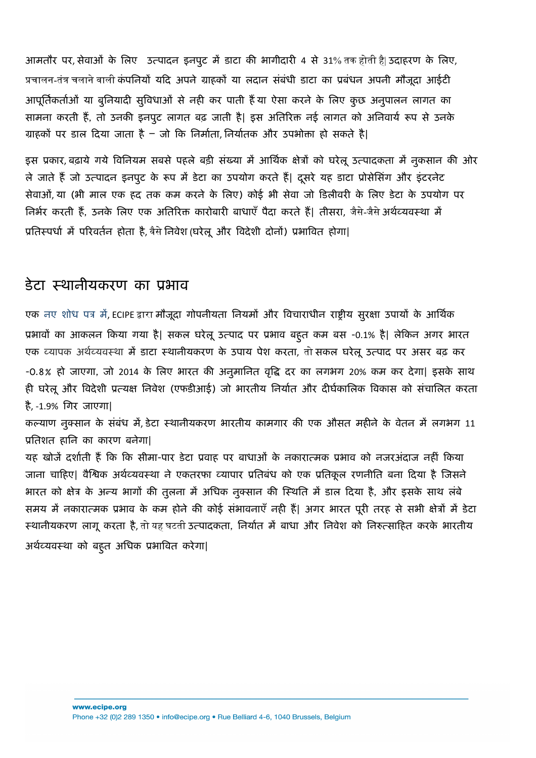आमतौर पर, सेवाओं के लिए उत्पादन इनपुट में डाटा की भागीदारी 4 से 31% तक होती है| उदाहरण के लिए, प्रचालन-तंत्र चलाने वाली कंपनियों यदि अपने ग्राहकों या लदान संबंधी डाटा का प्रबंधन अपनी मौजूदा आईटी आपूर्तिकर्ताओं या बुनियादी सुविधाओं से नही कर पाती हैं या ऐसा करने के लिए कुछ अनुपालन लागत का सामना करती हैं, तो उनकी इनपुट लागत बढ़ जाती है| इस अतिरिक्त नई लागत को अनिवार्य रूप से उनके ग्राहकों पर डाल दिया जाता है – जो कि निर्माता, निर्यातक और उपभोक्ता हो सकते है|

इस प्रकार, बढ़ाये गये विनियम सबसे पहले बड़ी संख्या में आर्थिक क्षेत्रों को घरेलू उत्पादकता में नुकसान की ओर ले जाते हैं जो उत्पादन इनपुट के रूप में डेटा का उपयोग करते हैं| दूसरे यह डाटा प्रोसेसिंग और इंटरनेट सेवाओं, या (भी माल एक हद तक कम करने के लिए) कोई भी सेवा जो डिलीवरी के लिए डेटा के उपयोग पर निर्भर करती हैं, उनके लिए एक अतिरिक्त कारोबारी बाधाएँ पैदा करते हैं| तीसरा, जैसे-जैसे अर्थव्यवस्था में प्रतिस्पर्धा में परिवर्तन होता है, वैसे निवेश (घरेलू और विदेशी दोनों) प्रभावित होगा|

## डेटा स्थानीयकरण का प्रभाव

एक नए शोध पत्र में, ECIPE द्वारा मौजूदा गोपनीयता नियमों और विचाराधीन राष्ट्रीय सुरक्षा उपायों के आर्थिक प्रभावों का आकलन किया गया है| सकल घरेलू उत्पाद पर प्रभाव बहुत कम बस -0.1% है| लेकिन अगर भारत एक व्यापक अर्थव्यवस्था में डाटा स्थानीयकरण के उपाय पेश करता, तो सकल घरेलू उत्पाद पर असर बढ़ कर -0.8% हो जाएगा, जो 2014 के लिए भारत की अनुमानित वृद्धि दर का लगभग 20% कम कर देगा| इसके साथ ही घरेलू और विदेशी प्रत्यक्ष निवेश (एफडीआई) जो भारतीय निर्यात और दीर्घकालिक विकास को संचालित करता है, -1.9% गिर जाएगा|

कल्याण नुक्सान के संबंध में, डेटा स्थानीयकरण भारतीय कामगार की एक औसत महीने के वेतन में लगभग 11 प्रतिशत हानि का कारण बनेगा|

यह खोजें दर्शाती हैं कि कि सीमा-पार डेटा प्रवाह पर बाधाओं के नकारात्मक प्रभाव को नजरअंदाज नहीं किया जाना चाहिए| वैश्विक अर्थव्यवस्था ने एकतरफा व्यापार प्रतिबंध को एक प्रतिकूल रणनीति बना दिया है जिसने भारत को क्षेत्र के अन्य भागों की तुलना में अधिक नुक्सान की स्थिति में डाल दिया है, और इसके साथ लंबे समय में नकारात्मक प्रभाव के कम होने की कोई संभावनाएँ नही हैं| अगर भारत पूरी तरह से सभी क्षेत्रों में डेटा स्थानीयकरण लागू करता है, तो यह घटती उत्पादकता, निर्यात में बाधा और निवेश को निरुत्साहित करके भारतीय अर्थव्यवस्था को बहुत अधिक प्रभावित करेगा|